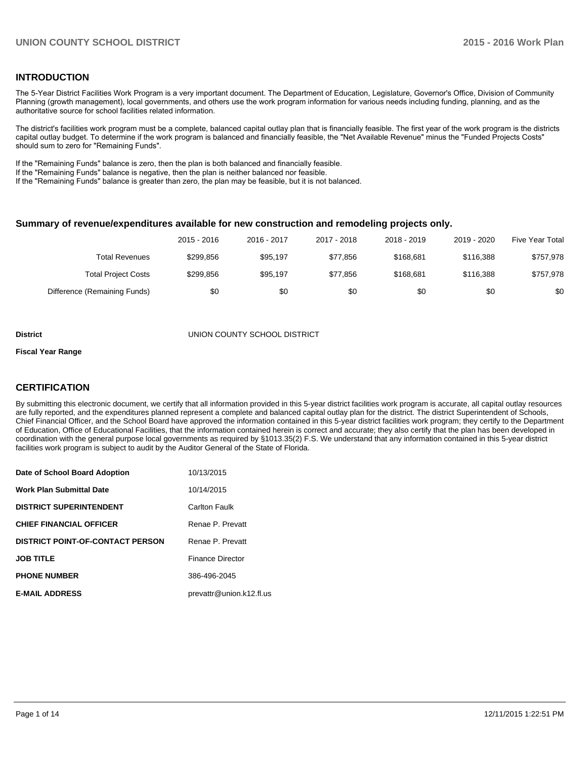## INTRODUCTION

The 5-Year District Facilities Work Program is a very important document. The Department of Education, Legislature, Governor's Office, Division of Community Planning (growth management), local governments, and others use the work program information for various needs including funding, planning, and as the authoritative source for school facilities related information.

The district's facilities work program must be a complete, balanced capital outlay plan that is financially feasible. The first year of the work program is the districts capital outlay budget. To determine if the work program is balanced and financially feasible, the "Net Available Revenue" minus the "Funded Projects Costs" should sum to zero for "Remaining Funds".

If the "Remaining Funds" balance is zero, then the plan is both balanced and financially feasible.
If the "Remaining Funds" balance is negative, then the plan is neither balanced nor feasible.
If the "Remaining Funds" balance is greater than zero, the plan may be feasible, but it is not balanced.

### Summary of revenue/expenditures available for new construction and remodeling projects only.

| | 2015 - 2016 | 2016 - 2017 | 2017 - 2018 | 2018 - 2019 | 2019 - 2020 | Five Year Total |
|---|---|---|---|---|---|---|
| Total Revenues | $299,856 | $95,197 | $77,856 | $168,681 | $116,388 | $757,978 |
| Total Project Costs | $299,856 | $95,197 | $77,856 | $168,681 | $116,388 | $757,978 |
| Difference (Remaining Funds) | $0 | $0 | $0 | $0 | $0 | $0 |

**District** UNION COUNTY SCHOOL DISTRICT

**Fiscal Year Range**

## CERTIFICATION

By submitting this electronic document, we certify that all information provided in this 5-year district facilities work program is accurate, all capital outlay resources are fully reported, and the expenditures planned represent a complete and balanced capital outlay plan for the district. The district Superintendent of Schools, Chief Financial Officer, and the School Board have approved the information contained in this 5-year district facilities work program; they certify to the Department of Education, Office of Educational Facilities, that the information contained herein is correct and accurate; they also certify that the plan has been developed in coordination with the general purpose local governments as required by §1013.35(2) F.S. We understand that any information contained in this 5-year district facilities work program is subject to audit by the Auditor General of the State of Florida.

| | |
|---|---|
| **Date of School Board Adoption** | 10/13/2015 |
| **Work Plan Submittal Date** | 10/14/2015 |
| **DISTRICT SUPERINTENDENT** | Carlton Faulk |
| **CHIEF FINANCIAL OFFICER** | Renae P. Prevatt |
| **DISTRICT POINT-OF-CONTACT PERSON** | Renae P. Prevatt |
| **JOB TITLE** | Finance Director |
| **PHONE NUMBER** | 386-496-2045 |
| **E-MAIL ADDRESS** | prevattr@union.k12.fl.us |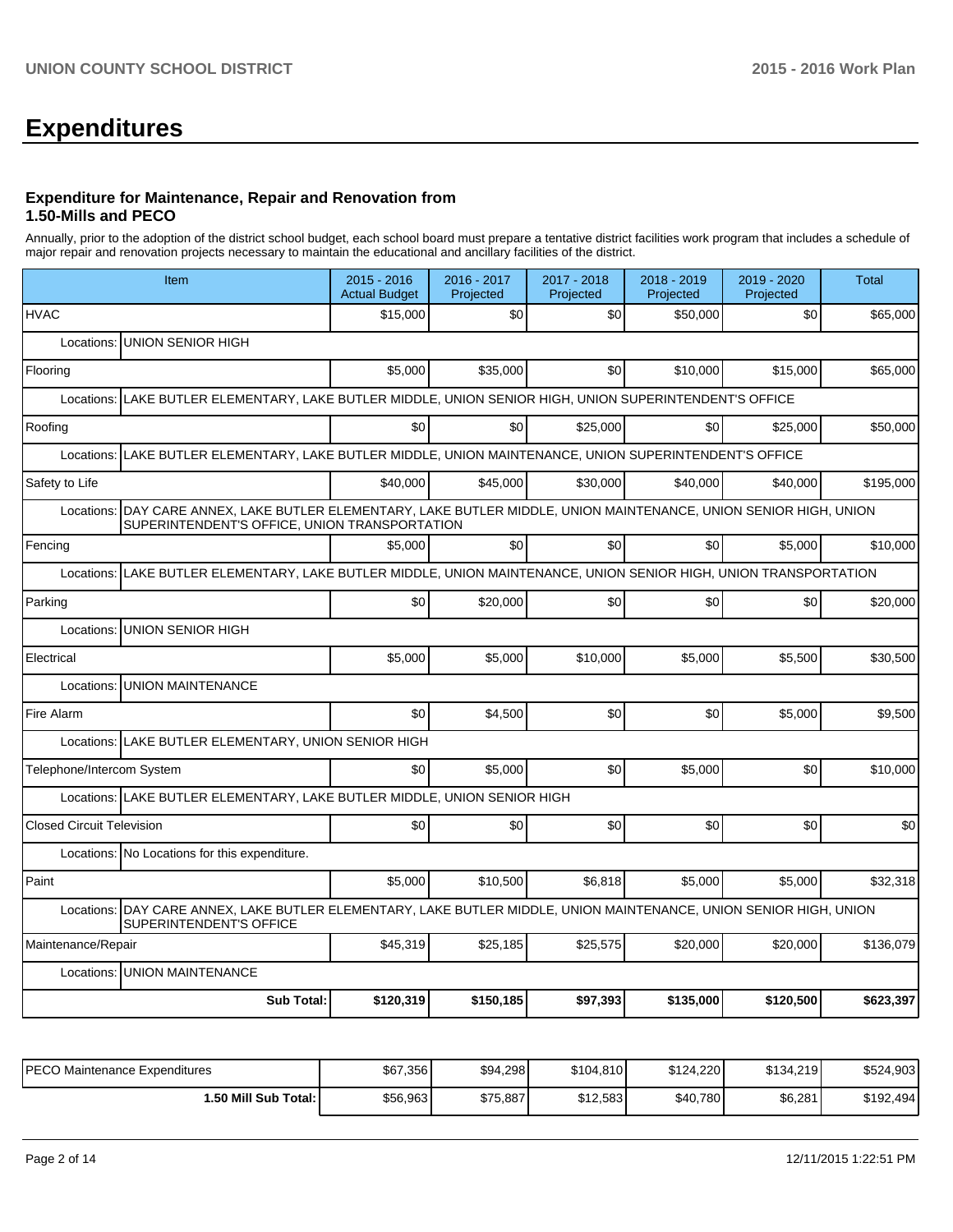# Expenditures

### Expenditure for Maintenance, Repair and Renovation from 1.50-Mills and PECO

Annually, prior to the adoption of the district school budget, each school board must prepare a tentative district facilities work program that includes a schedule of major repair and renovation projects necessary to maintain the educational and ancillary facilities of the district.

| Item | 2015 - 2016 Actual Budget | 2016 - 2017 Projected | 2017 - 2018 Projected | 2018 - 2019 Projected | 2019 - 2020 Projected | Total |
|---|---|---|---|---|---|---|
| HVAC | $15,000 | $0 | $0 | $50,000 | $0 | $65,000 |
| Locations: UNION SENIOR HIGH | | | | | | |
| Flooring | $5,000 | $35,000 | $0 | $10,000 | $15,000 | $65,000 |
| Locations: LAKE BUTLER ELEMENTARY, LAKE BUTLER MIDDLE, UNION SENIOR HIGH, UNION SUPERINTENDENT'S OFFICE | | | | | | |
| Roofing | $0 | $0 | $25,000 | $0 | $25,000 | $50,000 |
| Locations: LAKE BUTLER ELEMENTARY, LAKE BUTLER MIDDLE, UNION MAINTENANCE, UNION SUPERINTENDENT'S OFFICE | | | | | | |
| Safety to Life | $40,000 | $45,000 | $30,000 | $40,000 | $40,000 | $195,000 |
| Locations: DAY CARE ANNEX, LAKE BUTLER ELEMENTARY, LAKE BUTLER MIDDLE, UNION MAINTENANCE, UNION SENIOR HIGH, UNION SUPERINTENDENT'S OFFICE, UNION TRANSPORTATION | | | | | | |
| Fencing | $5,000 | $0 | $0 | $0 | $5,000 | $10,000 |
| Locations: LAKE BUTLER ELEMENTARY, LAKE BUTLER MIDDLE, UNION MAINTENANCE, UNION SENIOR HIGH, UNION TRANSPORTATION | | | | | | |
| Parking | $0 | $20,000 | $0 | $0 | $0 | $20,000 |
| Locations: UNION SENIOR HIGH | | | | | | |
| Electrical | $5,000 | $5,000 | $10,000 | $5,000 | $5,500 | $30,500 |
| Locations: UNION MAINTENANCE | | | | | | |
| Fire Alarm | $0 | $4,500 | $0 | $0 | $5,000 | $9,500 |
| Locations: LAKE BUTLER ELEMENTARY, UNION SENIOR HIGH | | | | | | |
| Telephone/Intercom System | $0 | $5,000 | $0 | $5,000 | $0 | $10,000 |
| Locations: LAKE BUTLER ELEMENTARY, LAKE BUTLER MIDDLE, UNION SENIOR HIGH | | | | | | |
| Closed Circuit Television | $0 | $0 | $0 | $0 | $0 | $0 |
| Locations: No Locations for this expenditure. | | | | | | |
| Paint | $5,000 | $10,500 | $6,818 | $5,000 | $5,000 | $32,318 |
| Locations: DAY CARE ANNEX, LAKE BUTLER ELEMENTARY, LAKE BUTLER MIDDLE, UNION MAINTENANCE, UNION SENIOR HIGH, UNION SUPERINTENDENT'S OFFICE | | | | | | |
| Maintenance/Repair | $45,319 | $25,185 | $25,575 | $20,000 | $20,000 | $136,079 |
| Locations: UNION MAINTENANCE | | | | | | |
| **Sub Total:** | **$120,319** | **$150,185** | **$97,393** | **$135,000** | **$120,500** | **$623,397** |

| | | | | | | |
|---|---|---|---|---|---|---|
| PECO Maintenance Expenditures | $67,356 | $94,298 | $104,810 | $124,220 | $134,219 | $524,903 |
| **1.50 Mill Sub Total:** | $56,963 | $75,887 | $12,583 | $40,780 | $6,281 | $192,494 |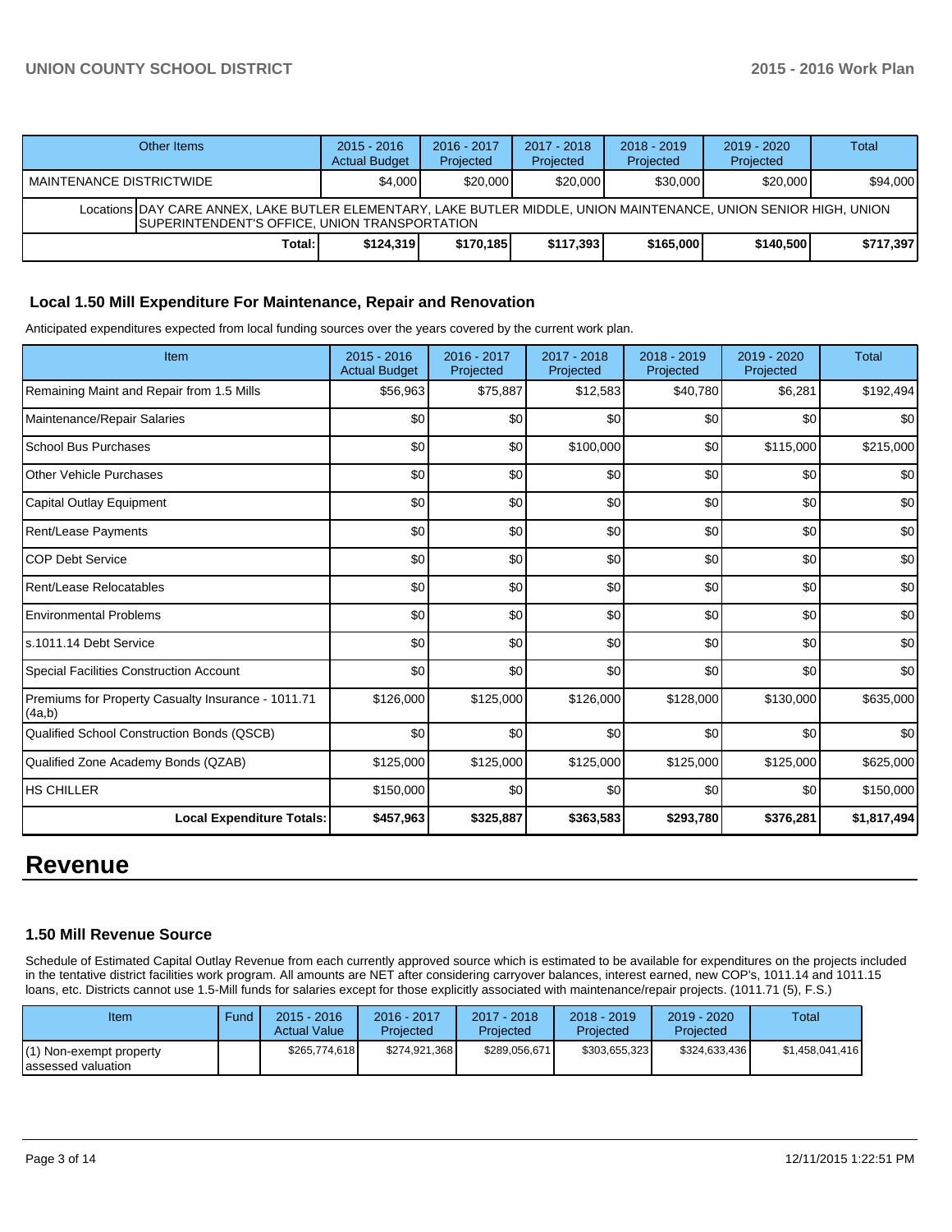| Other Items | 2015 - 2016 Actual Budget | 2016 - 2017 Projected | 2017 - 2018 Projected | 2018 - 2019 Projected | 2019 - 2020 Projected | Total |
|---|---|---|---|---|---|---|
| MAINTENANCE DISTRICTWIDE | $4,000 | $20,000 | $20,000 | $30,000 | $20,000 | $94,000 |
| Locations DAY CARE ANNEX, LAKE BUTLER ELEMENTARY, LAKE BUTLER MIDDLE, UNION MAINTENANCE, UNION SENIOR HIGH, UNION SUPERINTENDENT'S OFFICE, UNION TRANSPORTATION | | | | | | |
| Total: | $124,319 | $170,185 | $117,393 | $165,000 | $140,500 | $717,397 |

### Local 1.50 Mill Expenditure For Maintenance, Repair and Renovation

Anticipated expenditures expected from local funding sources over the years covered by the current work plan.

| Item | 2015 - 2016 Actual Budget | 2016 - 2017 Projected | 2017 - 2018 Projected | 2018 - 2019 Projected | 2019 - 2020 Projected | Total |
|---|---|---|---|---|---|---|
| Remaining Maint and Repair from 1.5 Mills | $56,963 | $75,887 | $12,583 | $40,780 | $6,281 | $192,494 |
| Maintenance/Repair Salaries | $0 | $0 | $0 | $0 | $0 | $0 |
| School Bus Purchases | $0 | $0 | $100,000 | $0 | $115,000 | $215,000 |
| Other Vehicle Purchases | $0 | $0 | $0 | $0 | $0 | $0 |
| Capital Outlay Equipment | $0 | $0 | $0 | $0 | $0 | $0 |
| Rent/Lease Payments | $0 | $0 | $0 | $0 | $0 | $0 |
| COP Debt Service | $0 | $0 | $0 | $0 | $0 | $0 |
| Rent/Lease Relocatables | $0 | $0 | $0 | $0 | $0 | $0 |
| Environmental Problems | $0 | $0 | $0 | $0 | $0 | $0 |
| s.1011.14 Debt Service | $0 | $0 | $0 | $0 | $0 | $0 |
| Special Facilities Construction Account | $0 | $0 | $0 | $0 | $0 | $0 |
| Premiums for Property Casualty Insurance - 1011.71 (4a,b) | $126,000 | $125,000 | $126,000 | $128,000 | $130,000 | $635,000 |
| Qualified School Construction Bonds (QSCB) | $0 | $0 | $0 | $0 | $0 | $0 |
| Qualified Zone Academy Bonds (QZAB) | $125,000 | $125,000 | $125,000 | $125,000 | $125,000 | $625,000 |
| HS CHILLER | $150,000 | $0 | $0 | $0 | $0 | $150,000 |
| **Local Expenditure Totals:** | **$457,963** | **$325,887** | **$363,583** | **$293,780** | **$376,281** | **$1,817,494** |

# Revenue

### 1.50 Mill Revenue Source

Schedule of Estimated Capital Outlay Revenue from each currently approved source which is estimated to be available for expenditures on the projects included in the tentative district facilities work program. All amounts are NET after considering carryover balances, interest earned, new COP's, 1011.14 and 1011.15 loans, etc. Districts cannot use 1.5-Mill funds for salaries except for those explicitly associated with maintenance/repair projects. (1011.71 (5), F.S.)

| Item | Fund | 2015 - 2016 Actual Value | 2016 - 2017 Projected | 2017 - 2018 Projected | 2018 - 2019 Projected | 2019 - 2020 Projected | Total |
|---|---|---|---|---|---|---|---|
| (1) Non-exempt property assessed valuation | | $265,774,618 | $274,921,368 | $289,056,671 | $303,655,323 | $324,633,436 | $1,458,041,416 |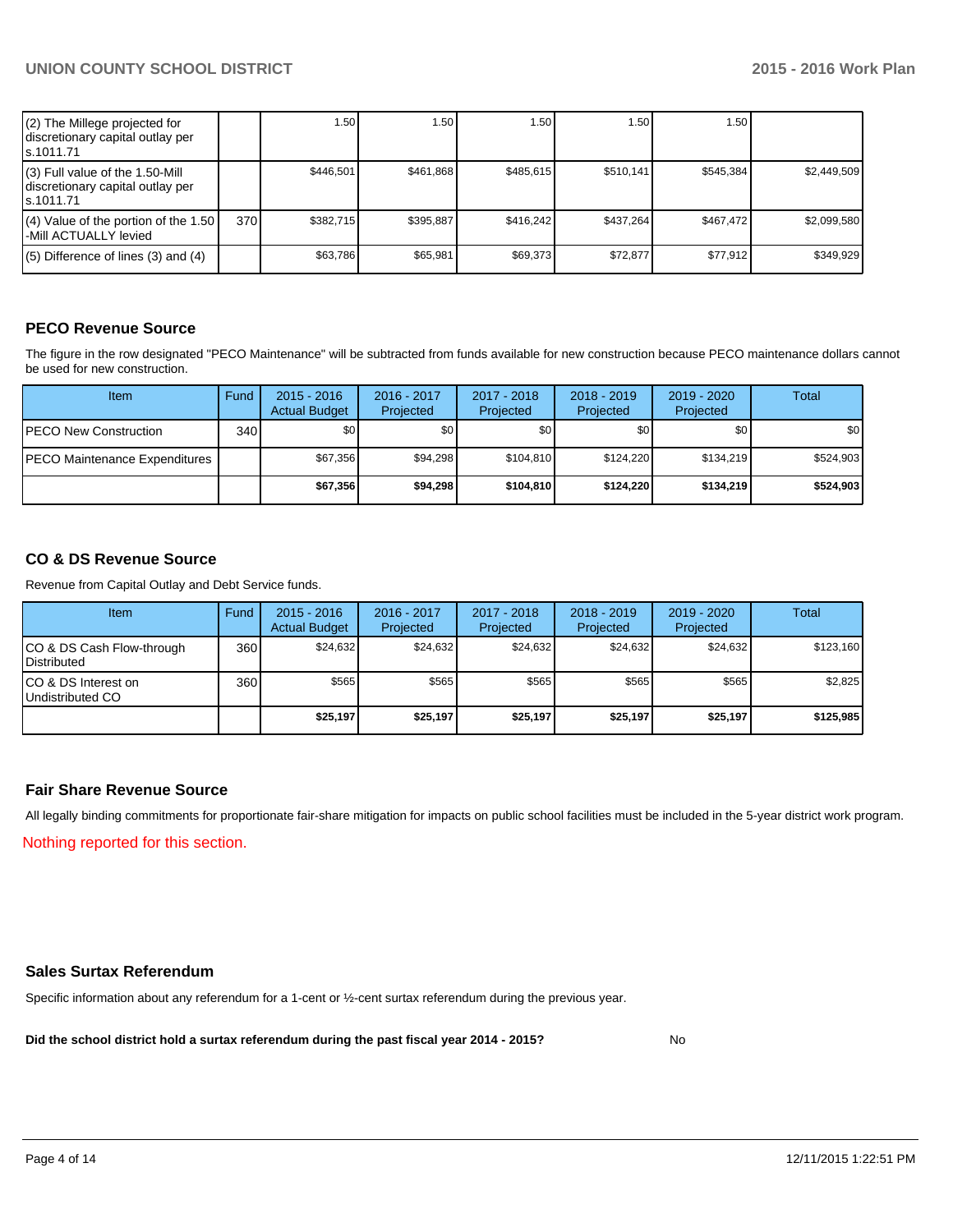| (2) The Millege projected for discretionary capital outlay per s.1011.71 | | 1.50 | 1.50 | 1.50 | 1.50 | 1.50 | |
|---|---|---|---|---|---|---|---|
| (3) Full value of the 1.50-Mill discretionary capital outlay per s.1011.71 | | $446,501 | $461,868 | $485,615 | $510,141 | $545,384 | $2,449,509 |
| (4) Value of the portion of the 1.50 -Mill ACTUALLY levied | 370 | $382,715 | $395,887 | $416,242 | $437,264 | $467,472 | $2,099,580 |
| (5) Difference of lines (3) and (4) | | $63,786 | $65,981 | $69,373 | $72,877 | $77,912 | $349,929 |

## PECO Revenue Source

The figure in the row designated "PECO Maintenance" will be subtracted from funds available for new construction because PECO maintenance dollars cannot be used for new construction.

| Item | Fund | 2015 - 2016 Actual Budget | 2016 - 2017 Projected | 2017 - 2018 Projected | 2018 - 2019 Projected | 2019 - 2020 Projected | Total |
|---|---|---|---|---|---|---|---|
| PECO New Construction | 340 | $0 | $0 | $0 | $0 | $0 | $0 |
| PECO Maintenance Expenditures | | $67,356 | $94,298 | $104,810 | $124,220 | $134,219 | $524,903 |
| | | **$67,356** | **$94,298** | **$104,810** | **$124,220** | **$134,219** | **$524,903** |

## CO & DS Revenue Source

Revenue from Capital Outlay and Debt Service funds.

| Item | Fund | 2015 - 2016 Actual Budget | 2016 - 2017 Projected | 2017 - 2018 Projected | 2018 - 2019 Projected | 2019 - 2020 Projected | Total |
|---|---|---|---|---|---|---|---|
| CO & DS Cash Flow-through Distributed | 360 | $24,632 | $24,632 | $24,632 | $24,632 | $24,632 | $123,160 |
| CO & DS Interest on Undistributed CO | 360 | $565 | $565 | $565 | $565 | $565 | $2,825 |
| | | **$25,197** | **$25,197** | **$25,197** | **$25,197** | **$25,197** | **$125,985** |

## Fair Share Revenue Source

All legally binding commitments for proportionate fair-share mitigation for impacts on public school facilities must be included in the 5-year district work program.

Nothing reported for this section.

## Sales Surtax Referendum

Specific information about any referendum for a 1-cent or ½-cent surtax referendum during the previous year.

**Did the school district hold a surtax referendum during the past fiscal year 2014 - 2015?** No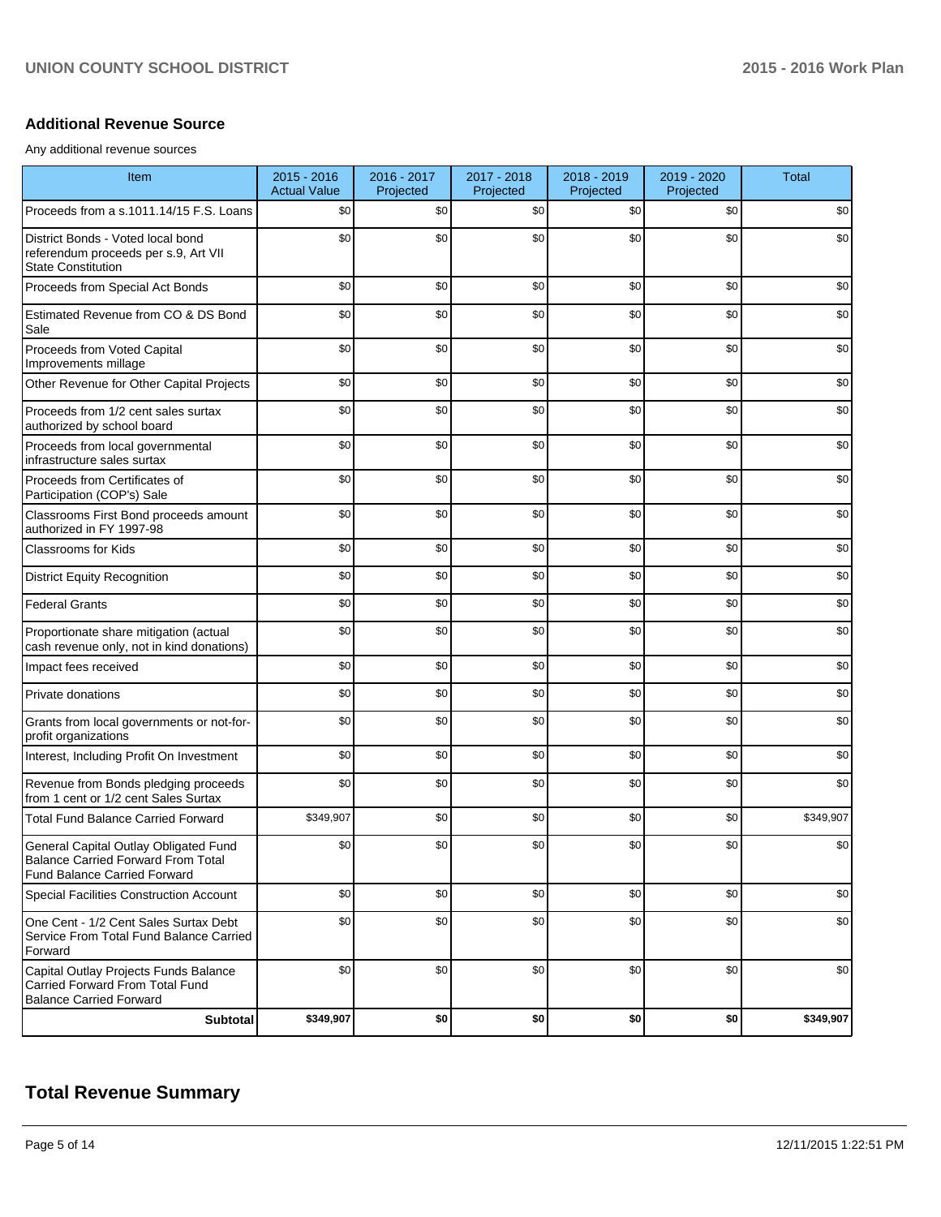## Additional Revenue Source

Any additional revenue sources

| Item | 2015 - 2016 Actual Value | 2016 - 2017 Projected | 2017 - 2018 Projected | 2018 - 2019 Projected | 2019 - 2020 Projected | Total |
|---|---|---|---|---|---|---|
| Proceeds from a s.1011.14/15 F.S. Loans | $0 | $0 | $0 | $0 | $0 | $0 |
| District Bonds - Voted local bond referendum proceeds per s.9, Art VII State Constitution | $0 | $0 | $0 | $0 | $0 | $0 |
| Proceeds from Special Act Bonds | $0 | $0 | $0 | $0 | $0 | $0 |
| Estimated Revenue from CO & DS Bond Sale | $0 | $0 | $0 | $0 | $0 | $0 |
| Proceeds from Voted Capital Improvements millage | $0 | $0 | $0 | $0 | $0 | $0 |
| Other Revenue for Other Capital Projects | $0 | $0 | $0 | $0 | $0 | $0 |
| Proceeds from 1/2 cent sales surtax authorized by school board | $0 | $0 | $0 | $0 | $0 | $0 |
| Proceeds from local governmental infrastructure sales surtax | $0 | $0 | $0 | $0 | $0 | $0 |
| Proceeds from Certificates of Participation (COP's) Sale | $0 | $0 | $0 | $0 | $0 | $0 |
| Classrooms First Bond proceeds amount authorized in FY 1997-98 | $0 | $0 | $0 | $0 | $0 | $0 |
| Classrooms for Kids | $0 | $0 | $0 | $0 | $0 | $0 |
| District Equity Recognition | $0 | $0 | $0 | $0 | $0 | $0 |
| Federal Grants | $0 | $0 | $0 | $0 | $0 | $0 |
| Proportionate share mitigation (actual cash revenue only, not in kind donations) | $0 | $0 | $0 | $0 | $0 | $0 |
| Impact fees received | $0 | $0 | $0 | $0 | $0 | $0 |
| Private donations | $0 | $0 | $0 | $0 | $0 | $0 |
| Grants from local governments or not-for-profit organizations | $0 | $0 | $0 | $0 | $0 | $0 |
| Interest, Including Profit On Investment | $0 | $0 | $0 | $0 | $0 | $0 |
| Revenue from Bonds pledging proceeds from 1 cent or 1/2 cent Sales Surtax | $0 | $0 | $0 | $0 | $0 | $0 |
| Total Fund Balance Carried Forward | $349,907 | $0 | $0 | $0 | $0 | $349,907 |
| General Capital Outlay Obligated Fund Balance Carried Forward From Total Fund Balance Carried Forward | $0 | $0 | $0 | $0 | $0 | $0 |
| Special Facilities Construction Account | $0 | $0 | $0 | $0 | $0 | $0 |
| One Cent - 1/2 Cent Sales Surtax Debt Service From Total Fund Balance Carried Forward | $0 | $0 | $0 | $0 | $0 | $0 |
| Capital Outlay Projects Funds Balance Carried Forward From Total Fund Balance Carried Forward | $0 | $0 | $0 | $0 | $0 | $0 |
| **Subtotal** | **$349,907** | **$0** | **$0** | **$0** | **$0** | **$349,907** |

# Total Revenue Summary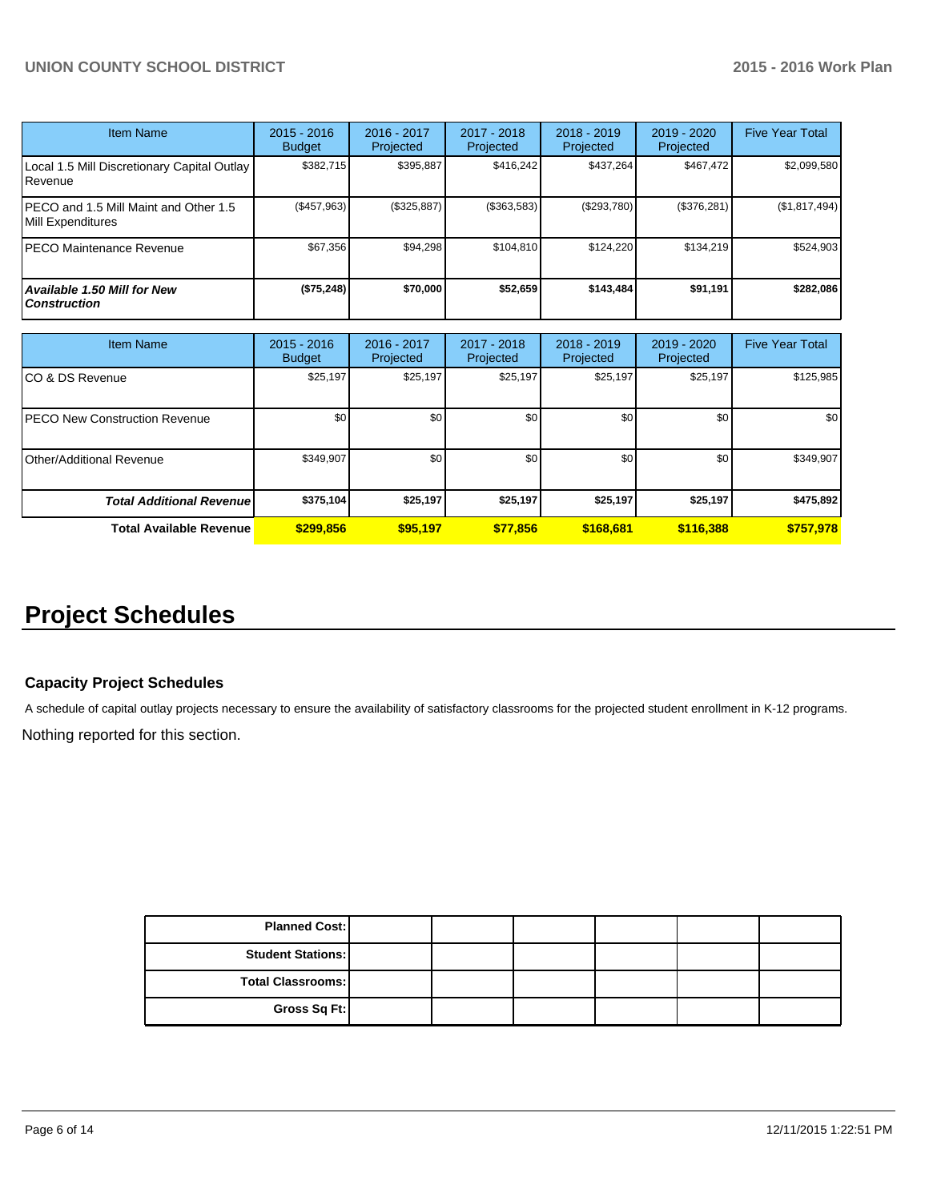| Item Name | 2015 - 2016 Budget | 2016 - 2017 Projected | 2017 - 2018 Projected | 2018 - 2019 Projected | 2019 - 2020 Projected | Five Year Total |
|---|---|---|---|---|---|---|
| Local 1.5 Mill Discretionary Capital Outlay Revenue | $382,715 | $395,887 | $416,242 | $437,264 | $467,472 | $2,099,580 |
| PECO and 1.5 Mill Maint and Other 1.5 Mill Expenditures | ($457,963) | ($325,887) | ($363,583) | ($293,780) | ($376,281) | ($1,817,494) |
| PECO Maintenance Revenue | $67,356 | $94,298 | $104,810 | $124,220 | $134,219 | $524,903 |
| ***Available 1.50 Mill for New Construction*** | **($75,248)** | **$70,000** | **$52,659** | **$143,484** | **$91,191** | **$282,086** |

| Item Name | 2015 - 2016 Budget | 2016 - 2017 Projected | 2017 - 2018 Projected | 2018 - 2019 Projected | 2019 - 2020 Projected | Five Year Total |
|---|---|---|---|---|---|---|
| CO & DS Revenue | $25,197 | $25,197 | $25,197 | $25,197 | $25,197 | $125,985 |
| PECO New Construction Revenue | $0 | $0 | $0 | $0 | $0 | $0 |
| Other/Additional Revenue | $349,907 | $0 | $0 | $0 | $0 | $349,907 |
| ***Total Additional Revenue*** | **$375,104** | **$25,197** | **$25,197** | **$25,197** | **$25,197** | **$475,892** |
| **Total Available Revenue** | **$299,856** | **$95,197** | **$77,856** | **$168,681** | **$116,388** | **$757,978** |

# Project Schedules

### Capacity Project Schedules

A schedule of capital outlay projects necessary to ensure the availability of satisfactory classrooms for the projected student enrollment in K-12 programs.

Nothing reported for this section.

| | | | | | | |
|---|---|---|---|---|---|---|
| **Planned Cost:** | | | | | | |
| **Student Stations:** | | | | | | |
| **Total Classrooms:** | | | | | | |
| **Gross Sq Ft:** | | | | | | |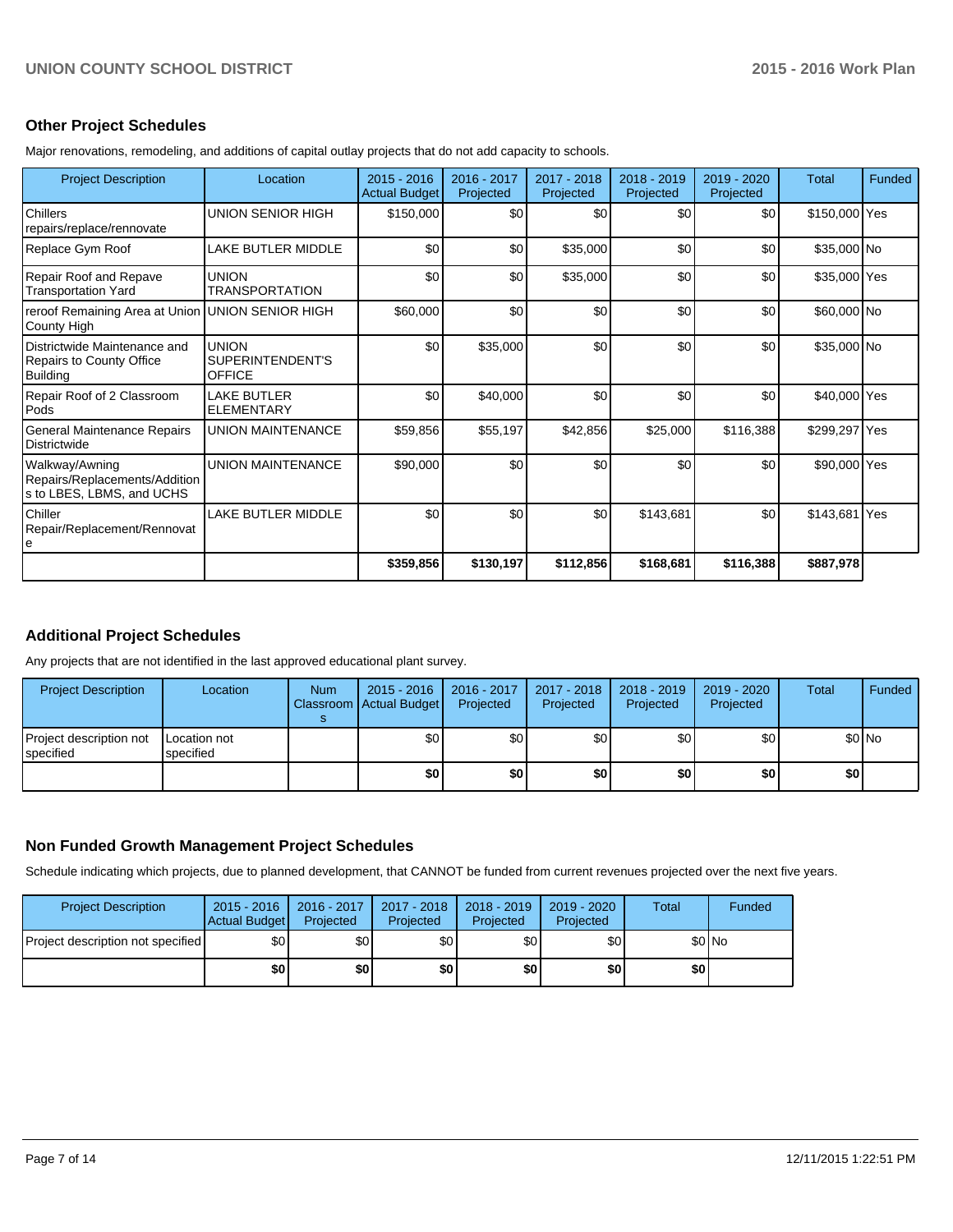## Other Project Schedules

Major renovations, remodeling, and additions of capital outlay projects that do not add capacity to schools.

| Project Description | Location | 2015 - 2016 Actual Budget | 2016 - 2017 Projected | 2017 - 2018 Projected | 2018 - 2019 Projected | 2019 - 2020 Projected | Total | Funded |
|---|---|---|---|---|---|---|---|---|
| Chillers repairs/replace/rennovate | UNION SENIOR HIGH | $150,000 | $0 | $0 | $0 | $0 | $150,000 | Yes |
| Replace Gym Roof | LAKE BUTLER MIDDLE | $0 | $0 | $35,000 | $0 | $0 | $35,000 | No |
| Repair Roof and Repave Transportation Yard | UNION TRANSPORTATION | $0 | $0 | $35,000 | $0 | $0 | $35,000 | Yes |
| reroof Remaining Area at Union County High | UNION SENIOR HIGH | $60,000 | $0 | $0 | $0 | $0 | $60,000 | No |
| Districtwide Maintenance and Repairs to County Office Building | UNION SUPERINTENDENT'S OFFICE | $0 | $35,000 | $0 | $0 | $0 | $35,000 | No |
| Repair Roof of 2 Classroom Pods | LAKE BUTLER ELEMENTARY | $0 | $40,000 | $0 | $0 | $0 | $40,000 | Yes |
| General Maintenance Repairs Districtwide | UNION MAINTENANCE | $59,856 | $55,197 | $42,856 | $25,000 | $116,388 | $299,297 | Yes |
| Walkway/Awning Repairs/Replacements/Additions to LBES, LBMS, and UCHS | UNION MAINTENANCE | $90,000 | $0 | $0 | $0 | $0 | $90,000 | Yes |
| Chiller Repair/Replacement/Rennovate | LAKE BUTLER MIDDLE | $0 | $0 | $0 | $143,681 | $0 | $143,681 | Yes |
| | | **$359,856** | **$130,197** | **$112,856** | **$168,681** | **$116,388** | **$887,978** | |

## Additional Project Schedules

Any projects that are not identified in the last approved educational plant survey.

| Project Description | Location | Num Classrooms | 2015 - 2016 Actual Budget | 2016 - 2017 Projected | 2017 - 2018 Projected | 2018 - 2019 Projected | 2019 - 2020 Projected | Total | Funded |
|---|---|---|---|---|---|---|---|---|---|
| Project description not specified | Location not specified | | $0 | $0 | $0 | $0 | $0 | $0 | No |
| | | | **$0** | **$0** | **$0** | **$0** | **$0** | **$0** | |

## Non Funded Growth Management Project Schedules

Schedule indicating which projects, due to planned development, that CANNOT be funded from current revenues projected over the next five years.

| Project Description | 2015 - 2016 Actual Budget | 2016 - 2017 Projected | 2017 - 2018 Projected | 2018 - 2019 Projected | 2019 - 2020 Projected | Total | Funded |
|---|---|---|---|---|---|---|---|
| Project description not specified | $0 | $0 | $0 | $0 | $0 | $0 | No |
| | **$0** | **$0** | **$0** | **$0** | **$0** | **$0** | |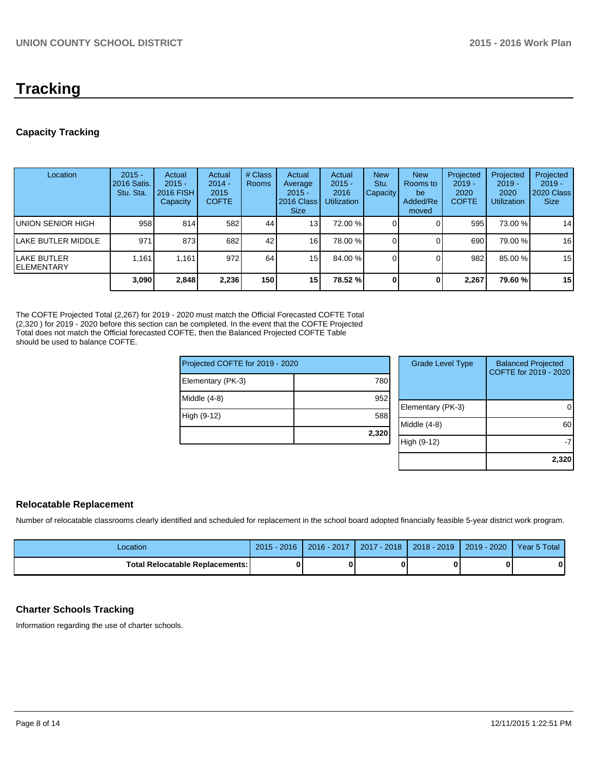# Tracking

## Capacity Tracking

| Location | 2015 - 2016 Satis. Stu. Sta. | Actual 2015 - 2016 FISH Capacity | Actual 2014 - 2015 COFTE | # Class Rooms | Actual Average 2015 - 2016 Class Size | Actual 2015 - 2016 Utilization | New Stu. Capacity | New Rooms to be Added/Removed | Projected 2019 - 2020 COFTE | Projected 2019 - 2020 Utilization | Projected 2019 - 2020 Class Size |
|---|---|---|---|---|---|---|---|---|---|---|---|
| UNION SENIOR HIGH | 958 | 814 | 582 | 44 | 13 | 72.00 % | 0 | 0 | 595 | 73.00 % | 14 |
| LAKE BUTLER MIDDLE | 971 | 873 | 682 | 42 | 16 | 78.00 % | 0 | 0 | 690 | 79.00 % | 16 |
| LAKE BUTLER ELEMENTARY | 1,161 | 1,161 | 972 | 64 | 15 | 84.00 % | 0 | 0 | 982 | 85.00 % | 15 |
| | **3,090** | **2,848** | **2,236** | **150** | **15** | **78.52 %** | **0** | **0** | **2,267** | **79.60 %** | **15** |

The COFTE Projected Total (2,267) for 2019 - 2020 must match the Official Forecasted COFTE Total (2,320 ) for 2019 - 2020 before this section can be completed. In the event that the COFTE Projected Total does not match the Official forecasted COFTE, then the Balanced Projected COFTE Table should be used to balance COFTE.

| Projected COFTE for 2019 - 2020 | |
|---|---|
| Elementary (PK-3) | 780 |
| Middle (4-8) | 952 |
| High (9-12) | 588 |
| | **2,320** |

| Grade Level Type | Balanced Projected COFTE for 2019 - 2020 |
|---|---|
| Elementary (PK-3) | 0 |
| Middle (4-8) | 60 |
| High (9-12) | -7 |
| | **2,320** |

## Relocatable Replacement

Number of relocatable classrooms clearly identified and scheduled for replacement in the school board adopted financially feasible 5-year district work program.

| Location | 2015 - 2016 | 2016 - 2017 | 2017 - 2018 | 2018 - 2019 | 2019 - 2020 | Year 5 Total |
|---|---|---|---|---|---|---|
| **Total Relocatable Replacements:** | **0** | **0** | **0** | **0** | **0** | **0** |

## Charter Schools Tracking

Information regarding the use of charter schools.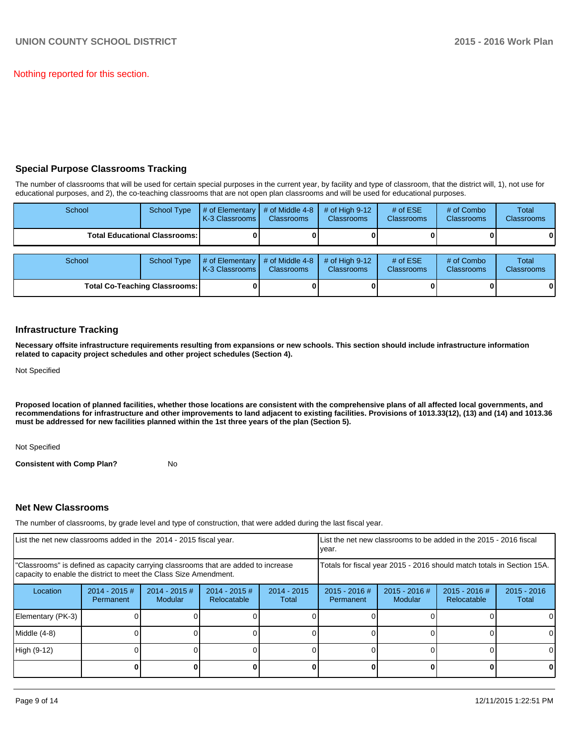Nothing reported for this section.

## Special Purpose Classrooms Tracking

The number of classrooms that will be used for certain special purposes in the current year, by facility and type of classroom, that the district will, 1), not use for educational purposes, and 2), the co-teaching classrooms that are not open plan classrooms and will be used for educational purposes.

| School | School Type | # of Elementary K-3 Classrooms | # of Middle 4-8 Classrooms | # of High 9-12 Classrooms | # of ESE Classrooms | # of Combo Classrooms | Total Classrooms |
|---|---|---|---|---|---|---|---|
| **Total Educational Classrooms:** | | **0** | **0** | **0** | **0** | **0** | **0** |

| School | School Type | # of Elementary K-3 Classrooms | # of Middle 4-8 Classrooms | # of High 9-12 Classrooms | # of ESE Classrooms | # of Combo Classrooms | Total Classrooms |
|---|---|---|---|---|---|---|---|
| **Total Co-Teaching Classrooms:** | | **0** | **0** | **0** | **0** | **0** | **0** |

## Infrastructure Tracking

**Necessary offsite infrastructure requirements resulting from expansions or new schools. This section should include infrastructure information related to capacity project schedules and other project schedules (Section 4).**

Not Specified

**Proposed location of planned facilities, whether those locations are consistent with the comprehensive plans of all affected local governments, and recommendations for infrastructure and other improvements to land adjacent to existing facilities. Provisions of 1013.33(12), (13) and (14) and 1013.36 must be addressed for new facilities planned within the 1st three years of the plan (Section 5).**

Not Specified

**Consistent with Comp Plan?** No

## Net New Classrooms

The number of classrooms, by grade level and type of construction, that were added during the last fiscal year.

| List the net new classrooms added in the 2014 - 2015 fiscal year. | | | | | List the net new classrooms to be added in the 2015 - 2016 fiscal year. | | | |
|---|---|---|---|---|---|---|---|---|
| "Classrooms" is defined as capacity carrying classrooms that are added to increase capacity to enable the district to meet the Class Size Amendment. | | | | | Totals for fiscal year 2015 - 2016 should match totals in Section 15A. | | | |
| Location | 2014 - 2015 # Permanent | 2014 - 2015 # Modular | 2014 - 2015 # Relocatable | 2014 - 2015 Total | 2015 - 2016 # Permanent | 2015 - 2016 # Modular | 2015 - 2016 # Relocatable | 2015 - 2016 Total |
| Elementary (PK-3) | 0 | 0 | 0 | 0 | 0 | 0 | 0 | 0 |
| Middle (4-8) | 0 | 0 | 0 | 0 | 0 | 0 | 0 | 0 |
| High (9-12) | 0 | 0 | 0 | 0 | 0 | 0 | 0 | 0 |
| | **0** | **0** | **0** | **0** | **0** | **0** | **0** | **0** |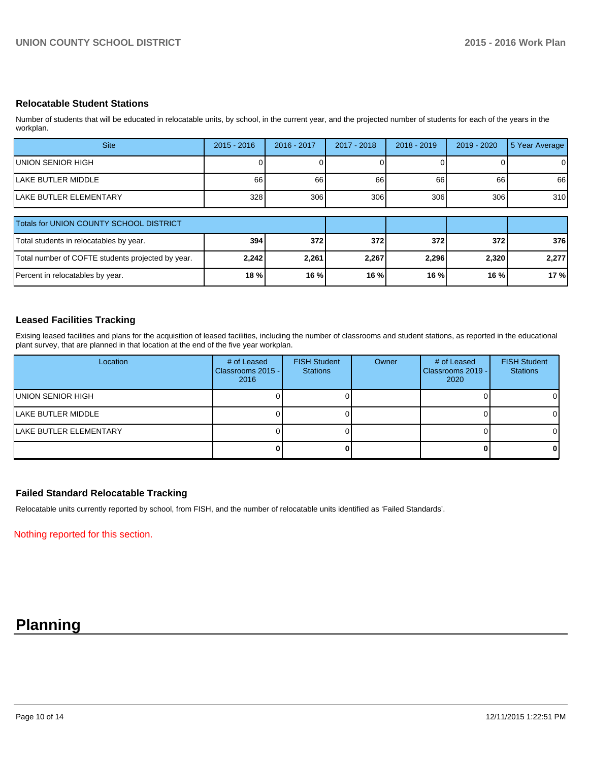## Relocatable Student Stations

Number of students that will be educated in relocatable units, by school, in the current year, and the projected number of students for each of the years in the workplan.

| Site | 2015 - 2016 | 2016 - 2017 | 2017 - 2018 | 2018 - 2019 | 2019 - 2020 | 5 Year Average |
|---|---|---|---|---|---|---|
| UNION SENIOR HIGH | 0 | 0 | 0 | 0 | 0 | 0 |
| LAKE BUTLER MIDDLE | 66 | 66 | 66 | 66 | 66 | 66 |
| LAKE BUTLER ELEMENTARY | 328 | 306 | 306 | 306 | 306 | 310 |

| Totals for UNION COUNTY SCHOOL DISTRICT | | | | | | |
|---|---|---|---|---|---|---|
| Total students in relocatables by year. | **394** | **372** | **372** | **372** | **372** | **376** |
| Total number of COFTE students projected by year. | **2,242** | **2,261** | **2,267** | **2,296** | **2,320** | **2,277** |
| Percent in relocatables by year. | **18 %** | **16 %** | **16 %** | **16 %** | **16 %** | **17 %** |

## Leased Facilities Tracking

Exising leased facilities and plans for the acquisition of leased facilities, including the number of classrooms and student stations, as reported in the educational plant survey, that are planned in that location at the end of the five year workplan.

| Location | # of Leased Classrooms 2015 - 2016 | FISH Student Stations | Owner | # of Leased Classrooms 2019 - 2020 | FISH Student Stations |
|---|---|---|---|---|---|
| UNION SENIOR HIGH | 0 | 0 | | 0 | 0 |
| LAKE BUTLER MIDDLE | 0 | 0 | | 0 | 0 |
| LAKE BUTLER ELEMENTARY | 0 | 0 | | 0 | 0 |
| | **0** | **0** | | **0** | **0** |

## Failed Standard Relocatable Tracking

Relocatable units currently reported by school, from FISH, and the number of relocatable units identified as 'Failed Standards'.

Nothing reported for this section.

# Planning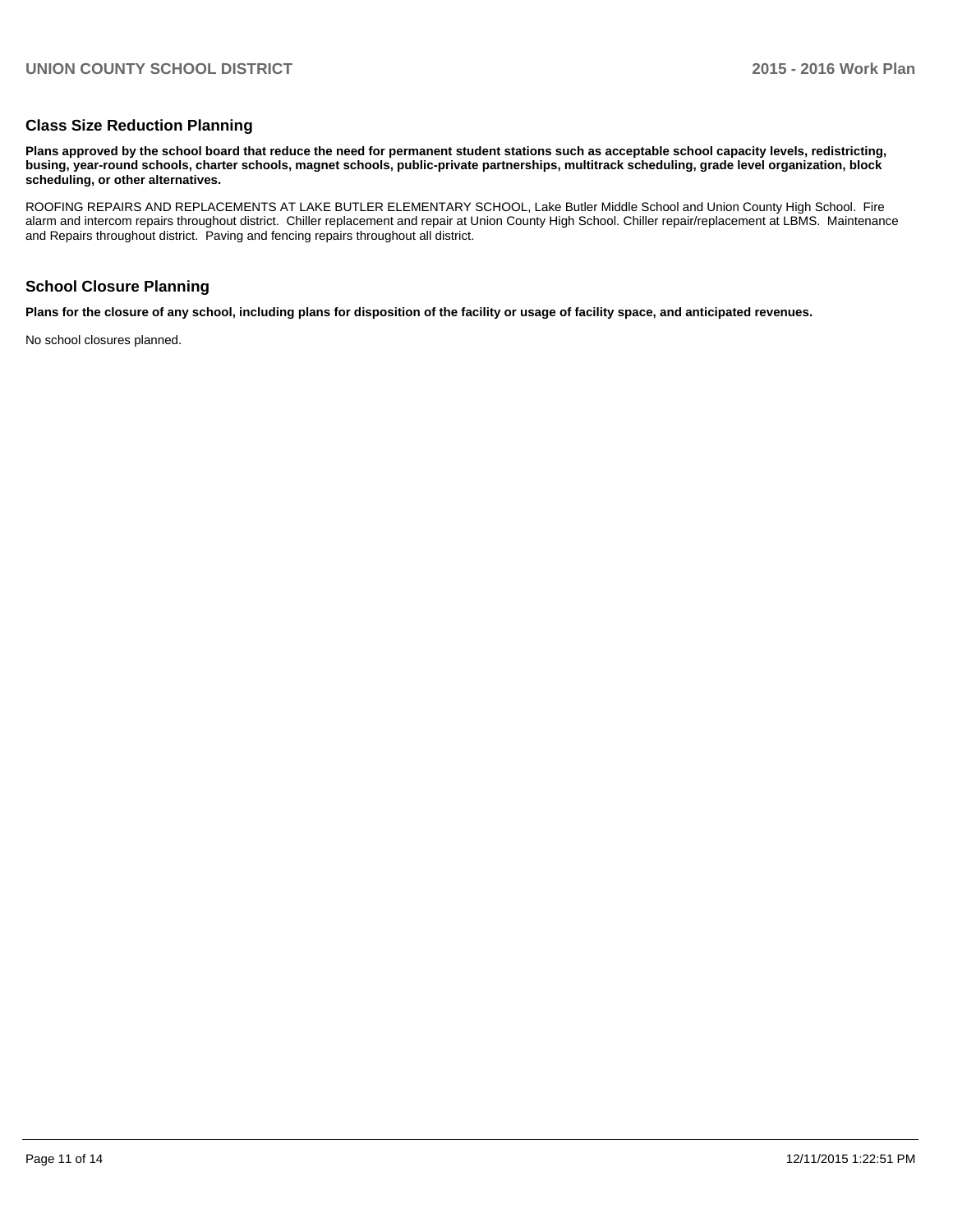## Class Size Reduction Planning

**Plans approved by the school board that reduce the need for permanent student stations such as acceptable school capacity levels, redistricting, busing, year-round schools, charter schools, magnet schools, public-private partnerships, multitrack scheduling, grade level organization, block scheduling, or other alternatives.**

ROOFING REPAIRS AND REPLACEMENTS AT LAKE BUTLER ELEMENTARY SCHOOL, Lake Butler Middle School and Union County High School. Fire alarm and intercom repairs throughout district. Chiller replacement and repair at Union County High School. Chiller repair/replacement at LBMS. Maintenance and Repairs throughout district. Paving and fencing repairs throughout all district.

## School Closure Planning

**Plans for the closure of any school, including plans for disposition of the facility or usage of facility space, and anticipated revenues.**

No school closures planned.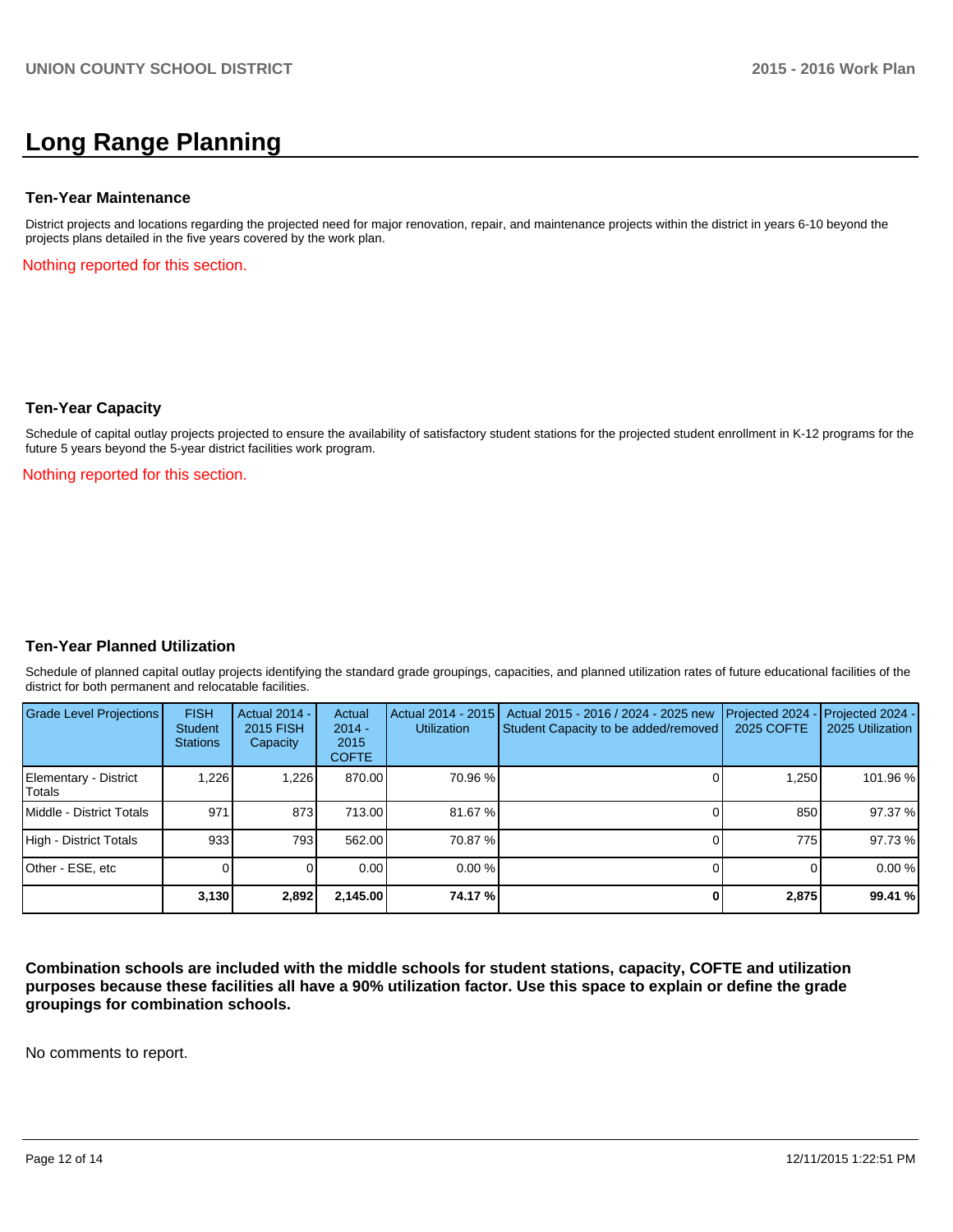# Long Range Planning

### Ten-Year Maintenance

District projects and locations regarding the projected need for major renovation, repair, and maintenance projects within the district in years 6-10 beyond the projects plans detailed in the five years covered by the work plan.

Nothing reported for this section.

### Ten-Year Capacity

Schedule of capital outlay projects projected to ensure the availability of satisfactory student stations for the projected student enrollment in K-12 programs for the future 5 years beyond the 5-year district facilities work program.

Nothing reported for this section.

### Ten-Year Planned Utilization

Schedule of planned capital outlay projects identifying the standard grade groupings, capacities, and planned utilization rates of future educational facilities of the district for both permanent and relocatable facilities.

| Grade Level Projections | FISH Student Stations | Actual 2014 - 2015 FISH Capacity | Actual 2014 - 2015 COFTE | Actual 2014 - 2015 Utilization | Actual 2015 - 2016 / 2024 - 2025 new Student Capacity to be added/removed | Projected 2024 - 2025 COFTE | Projected 2024 - 2025 Utilization |
|---|---|---|---|---|---|---|---|
| Elementary - District Totals | 1,226 | 1,226 | 870.00 | 70.96 % | 0 | 1,250 | 101.96 % |
| Middle - District Totals | 971 | 873 | 713.00 | 81.67 % | 0 | 850 | 97.37 % |
| High - District Totals | 933 | 793 | 562.00 | 70.87 % | 0 | 775 | 97.73 % |
| Other - ESE, etc | 0 | 0 | 0.00 | 0.00 % | 0 | 0 | 0.00 % |
| | **3,130** | **2,892** | **2,145.00** | **74.17 %** | **0** | **2,875** | **99.41 %** |

**Combination schools are included with the middle schools for student stations, capacity, COFTE and utilization purposes because these facilities all have a 90% utilization factor. Use this space to explain or define the grade groupings for combination schools.**

No comments to report.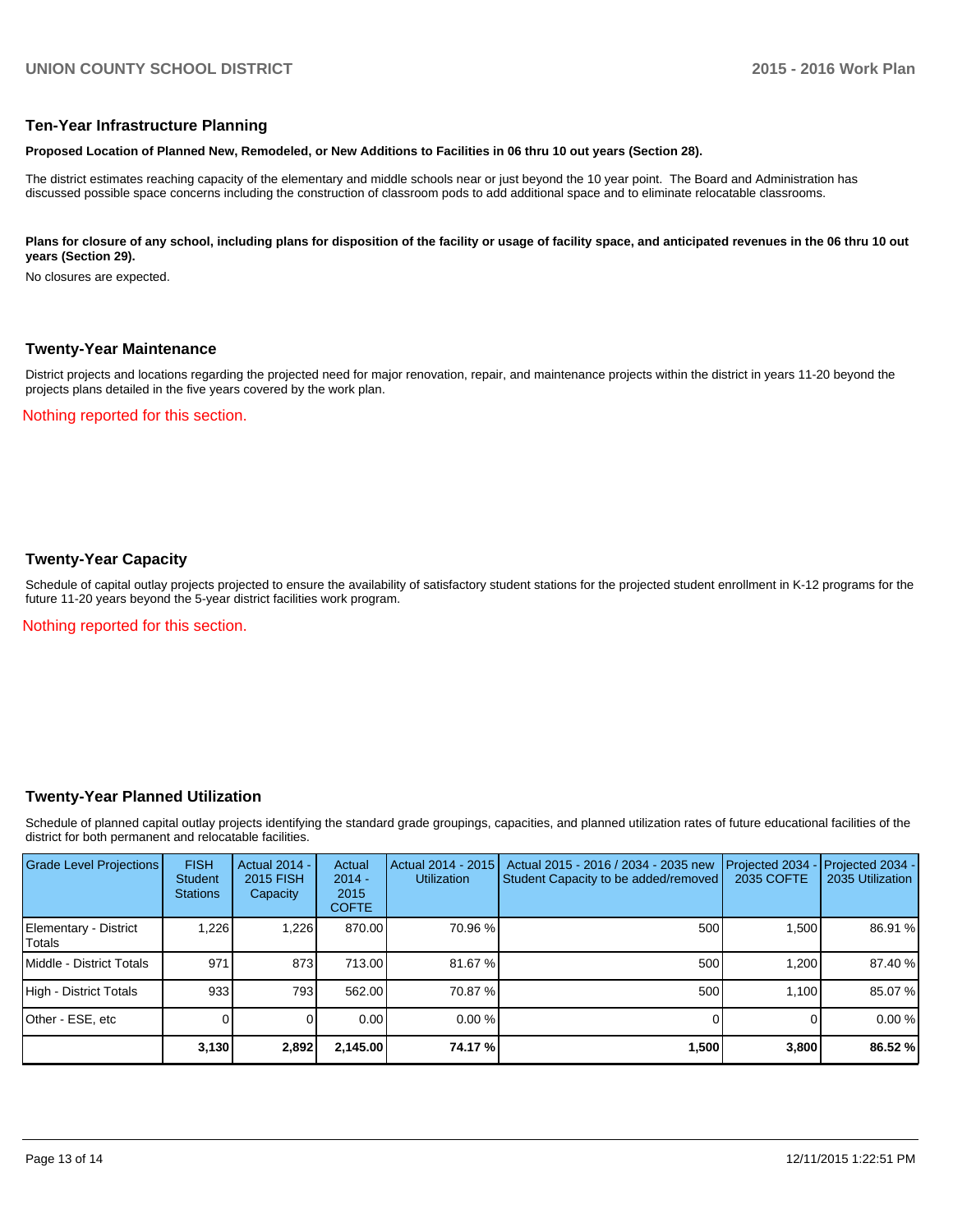## Ten-Year Infrastructure Planning

**Proposed Location of Planned New, Remodeled, or New Additions to Facilities in 06 thru 10 out years (Section 28).**

The district estimates reaching capacity of the elementary and middle schools near or just beyond the 10 year point. The Board and Administration has discussed possible space concerns including the construction of classroom pods to add additional space and to eliminate relocatable classrooms.

**Plans for closure of any school, including plans for disposition of the facility or usage of facility space, and anticipated revenues in the 06 thru 10 out years (Section 29).**

No closures are expected.

## Twenty-Year Maintenance

District projects and locations regarding the projected need for major renovation, repair, and maintenance projects within the district in years 11-20 beyond the projects plans detailed in the five years covered by the work plan.

Nothing reported for this section.

## Twenty-Year Capacity

Schedule of capital outlay projects projected to ensure the availability of satisfactory student stations for the projected student enrollment in K-12 programs for the future 11-20 years beyond the 5-year district facilities work program.

Nothing reported for this section.

## Twenty-Year Planned Utilization

Schedule of planned capital outlay projects identifying the standard grade groupings, capacities, and planned utilization rates of future educational facilities of the district for both permanent and relocatable facilities.

| Grade Level Projections | FISH Student Stations | Actual 2014 - 2015 FISH Capacity | Actual 2014 - 2015 COFTE | Actual 2014 - 2015 Utilization | Actual 2015 - 2016 / 2034 - 2035 new Student Capacity to be added/removed | Projected 2034 - 2035 COFTE | Projected 2034 - 2035 Utilization |
|---|---|---|---|---|---|---|---|
| Elementary - District Totals | 1,226 | 1,226 | 870.00 | 70.96 % | 500 | 1,500 | 86.91 % |
| Middle - District Totals | 971 | 873 | 713.00 | 81.67 % | 500 | 1,200 | 87.40 % |
| High - District Totals | 933 | 793 | 562.00 | 70.87 % | 500 | 1,100 | 85.07 % |
| Other - ESE, etc | 0 | 0 | 0.00 | 0.00 % | 0 | 0 | 0.00 % |
| | **3,130** | **2,892** | **2,145.00** | **74.17 %** | **1,500** | **3,800** | **86.52 %** |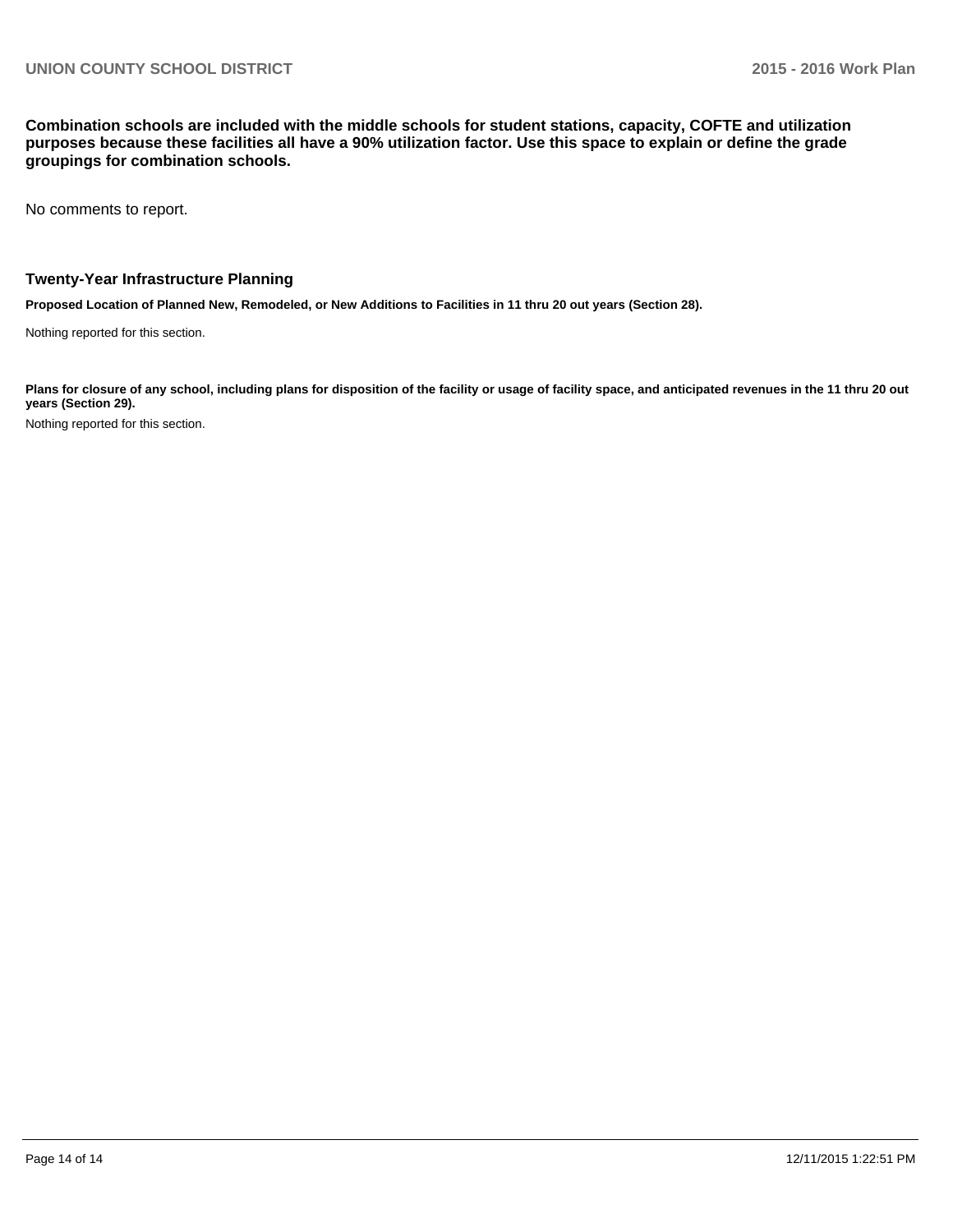**Combination schools are included with the middle schools for student stations, capacity, COFTE and utilization purposes because these facilities all have a 90% utilization factor. Use this space to explain or define the grade groupings for combination schools.**

No comments to report.

## Twenty-Year Infrastructure Planning

**Proposed Location of Planned New, Remodeled, or New Additions to Facilities in 11 thru 20 out years (Section 28).**

Nothing reported for this section.

**Plans for closure of any school, including plans for disposition of the facility or usage of facility space, and anticipated revenues in the 11 thru 20 out years (Section 29).**

Nothing reported for this section.